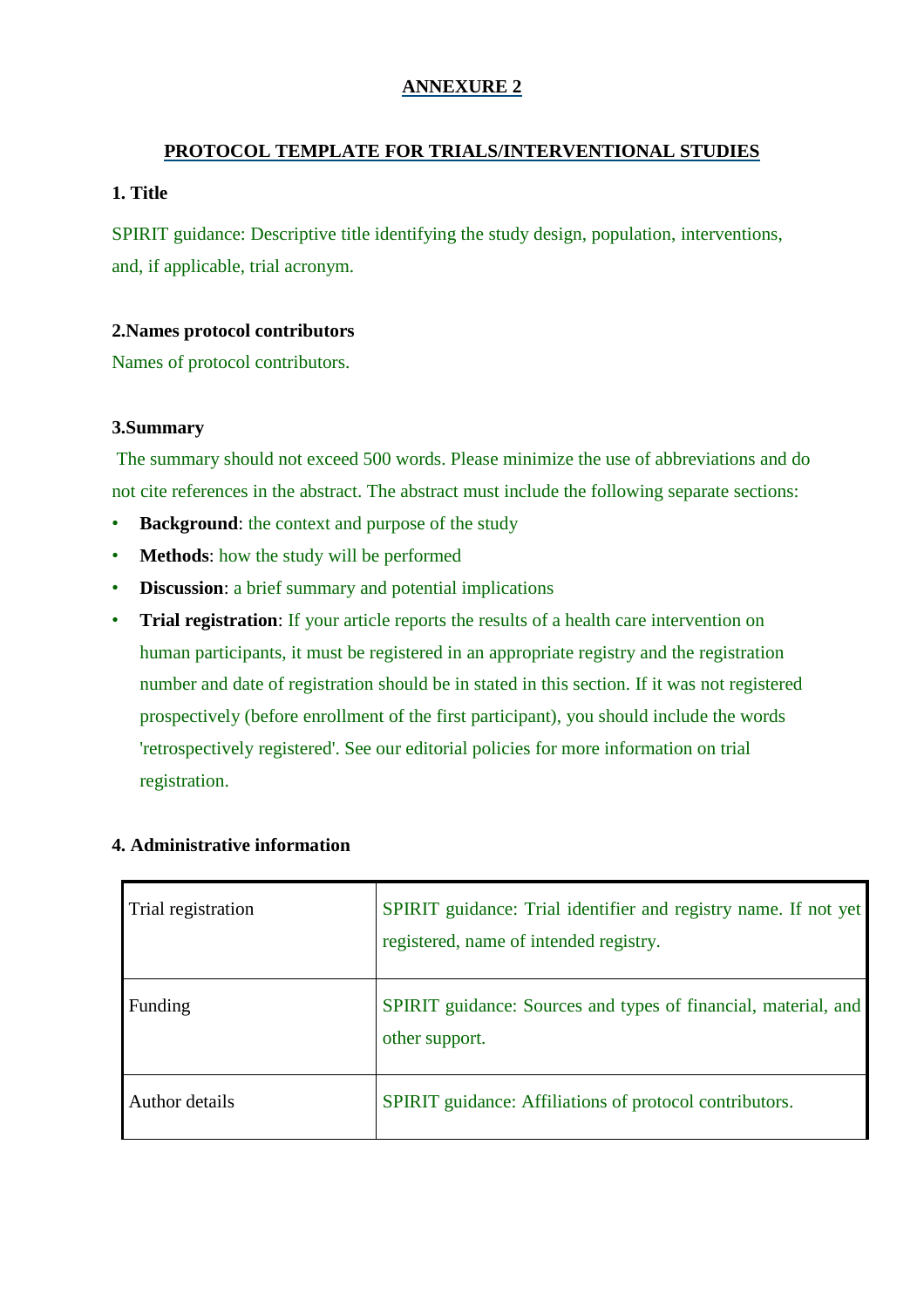# ANNEXURE 2

## PROTOCOL TEMPLATE FOR TRIALS/INTERVENTIONAL STUDIES

### 1. Title

SPIRIT guidance: Descriptive title identifying the study design, population, interventions, and, if applicable, trial acronym.

### 2.Names protocol contributors

Names of protocol contributors.

### 3.Summary

The summary should not exceed 500 words. Please minimize the use of abbreviations and do not cite references in the abstract. The abstract must include the following separate sections:

- **Background**: the context and purpose of the study
- **Methods**: how the study will be performed
- **Discussion**: a brief summary and potential implications
- **Trial registration**: If your article reports the results of a health care intervention on human participants, it must be registered in an appropriate registry and the registration number and date of registration should be in stated in this section. If it was not registered prospectively (before enrollment of the first participant), you should include the words 'retrospectively registered'. See our editorial policies for more information on trial registration.

### 4. Administrative information

| | |
|---|---|
| Trial registration | SPIRIT guidance: Trial identifier and registry name. If not yet registered, name of intended registry. |
| Funding | SPIRIT guidance: Sources and types of financial, material, and other support. |
| Author details | SPIRIT guidance: Affiliations of protocol contributors. |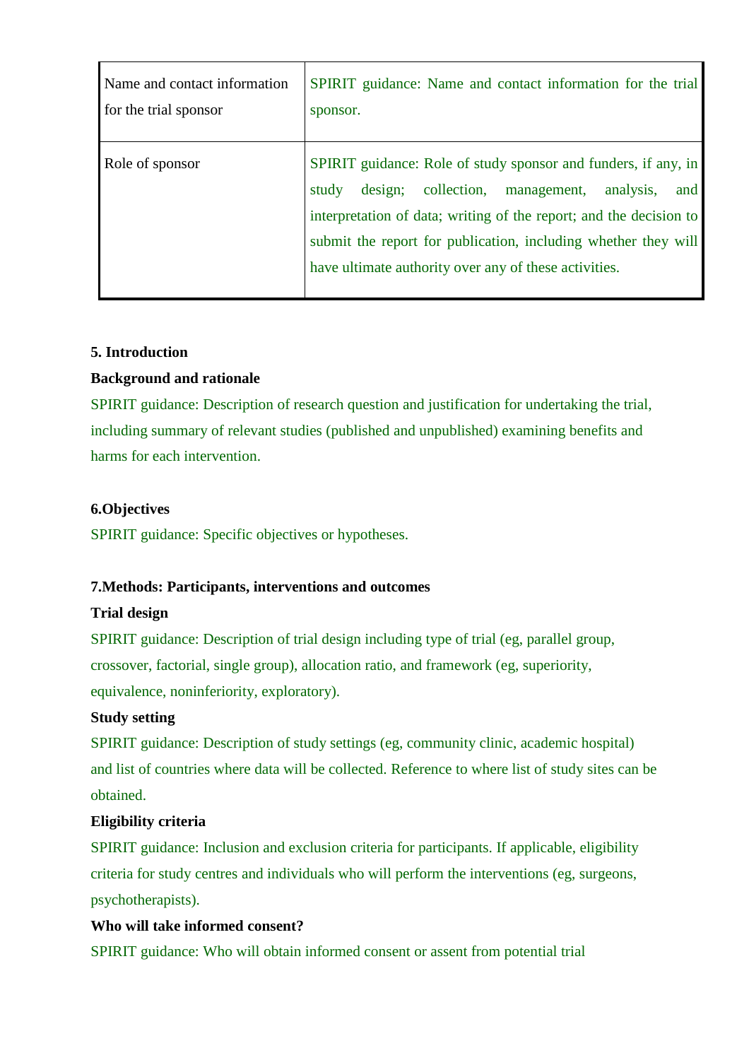| Name and contact information for the trial sponsor | SPIRIT guidance: Name and contact information for the trial sponsor. |
|---|---|
| Role of sponsor | SPIRIT guidance: Role of study sponsor and funders, if any, in study design; collection, management, analysis, and interpretation of data; writing of the report; and the decision to submit the report for publication, including whether they will have ultimate authority over any of these activities. |

**5. Introduction**

**Background and rationale**

SPIRIT guidance: Description of research question and justification for undertaking the trial, including summary of relevant studies (published and unpublished) examining benefits and harms for each intervention.

**6.Objectives**

SPIRIT guidance: Specific objectives or hypotheses.

**7.Methods: Participants, interventions and outcomes**

**Trial design**

SPIRIT guidance: Description of trial design including type of trial (eg, parallel group, crossover, factorial, single group), allocation ratio, and framework (eg, superiority, equivalence, noninferiority, exploratory).

**Study setting**

SPIRIT guidance: Description of study settings (eg, community clinic, academic hospital) and list of countries where data will be collected. Reference to where list of study sites can be obtained.

**Eligibility criteria**

SPIRIT guidance: Inclusion and exclusion criteria for participants. If applicable, eligibility criteria for study centres and individuals who will perform the interventions (eg, surgeons, psychotherapists).

**Who will take informed consent?**

SPIRIT guidance: Who will obtain informed consent or assent from potential trial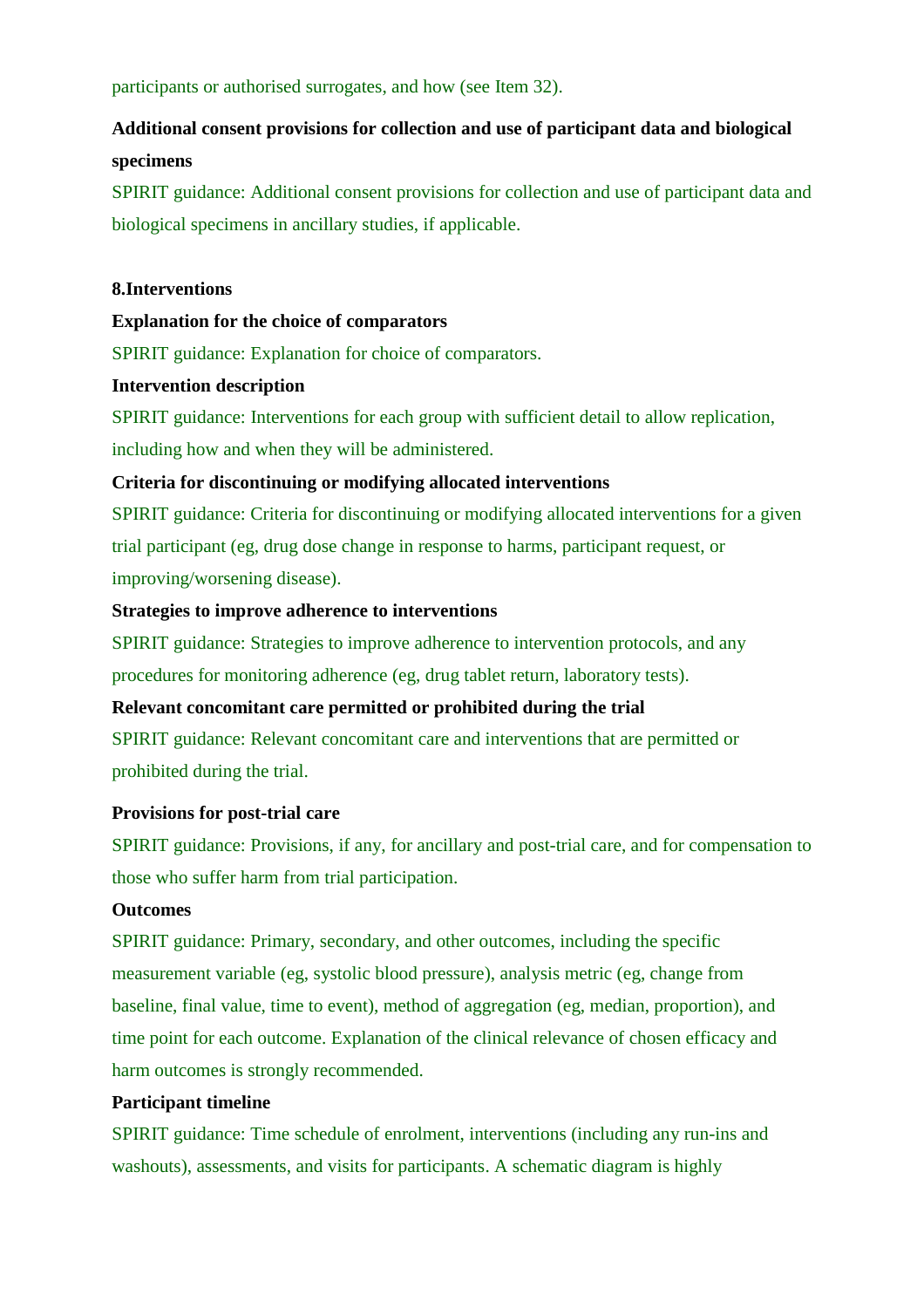participants or authorised surrogates, and how (see Item 32).

**Additional consent provisions for collection and use of participant data and biological specimens**

SPIRIT guidance: Additional consent provisions for collection and use of participant data and biological specimens in ancillary studies, if applicable.

**8.Interventions**

**Explanation for the choice of comparators**

SPIRIT guidance: Explanation for choice of comparators.

**Intervention description**

SPIRIT guidance: Interventions for each group with sufficient detail to allow replication, including how and when they will be administered.

**Criteria for discontinuing or modifying allocated interventions**

SPIRIT guidance: Criteria for discontinuing or modifying allocated interventions for a given trial participant (eg, drug dose change in response to harms, participant request, or improving/worsening disease).

**Strategies to improve adherence to interventions**

SPIRIT guidance: Strategies to improve adherence to intervention protocols, and any procedures for monitoring adherence (eg, drug tablet return, laboratory tests).

**Relevant concomitant care permitted or prohibited during the trial**

SPIRIT guidance: Relevant concomitant care and interventions that are permitted or prohibited during the trial.

**Provisions for post-trial care**

SPIRIT guidance: Provisions, if any, for ancillary and post-trial care, and for compensation to those who suffer harm from trial participation.

**Outcomes**

SPIRIT guidance: Primary, secondary, and other outcomes, including the specific measurement variable (eg, systolic blood pressure), analysis metric (eg, change from baseline, final value, time to event), method of aggregation (eg, median, proportion), and time point for each outcome. Explanation of the clinical relevance of chosen efficacy and harm outcomes is strongly recommended.

**Participant timeline**

SPIRIT guidance: Time schedule of enrolment, interventions (including any run-ins and washouts), assessments, and visits for participants. A schematic diagram is highly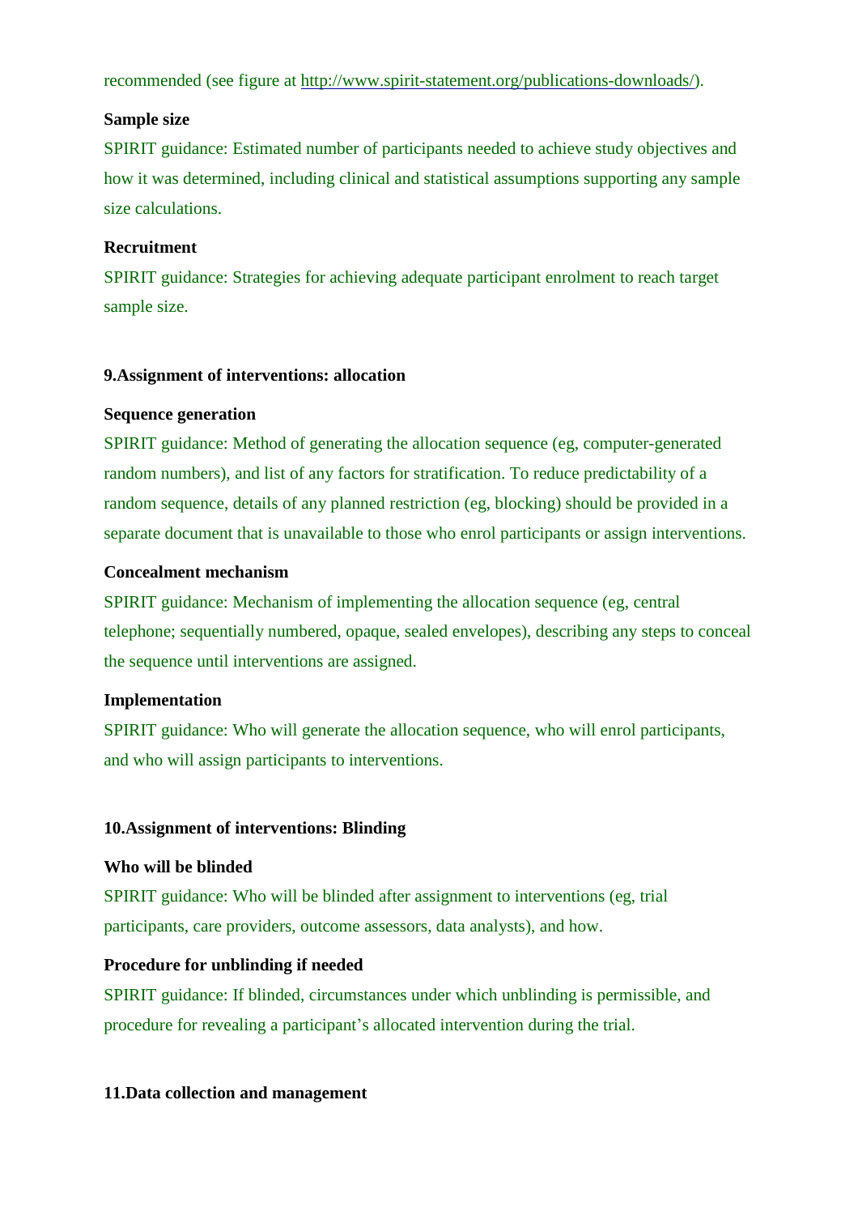recommended (see figure at http://www.spirit-statement.org/publications-downloads/).

**Sample size**

SPIRIT guidance: Estimated number of participants needed to achieve study objectives and how it was determined, including clinical and statistical assumptions supporting any sample size calculations.

**Recruitment**

SPIRIT guidance: Strategies for achieving adequate participant enrolment to reach target sample size.

## 9.Assignment of interventions: allocation

**Sequence generation**

SPIRIT guidance: Method of generating the allocation sequence (eg, computer-generated random numbers), and list of any factors for stratification. To reduce predictability of a random sequence, details of any planned restriction (eg, blocking) should be provided in a separate document that is unavailable to those who enrol participants or assign interventions.

**Concealment mechanism**

SPIRIT guidance: Mechanism of implementing the allocation sequence (eg, central telephone; sequentially numbered, opaque, sealed envelopes), describing any steps to conceal the sequence until interventions are assigned.

**Implementation**

SPIRIT guidance: Who will generate the allocation sequence, who will enrol participants, and who will assign participants to interventions.

## 10.Assignment of interventions: Blinding

**Who will be blinded**

SPIRIT guidance: Who will be blinded after assignment to interventions (eg, trial participants, care providers, outcome assessors, data analysts), and how.

**Procedure for unblinding if needed**

SPIRIT guidance: If blinded, circumstances under which unblinding is permissible, and procedure for revealing a participant's allocated intervention during the trial.

## 11.Data collection and management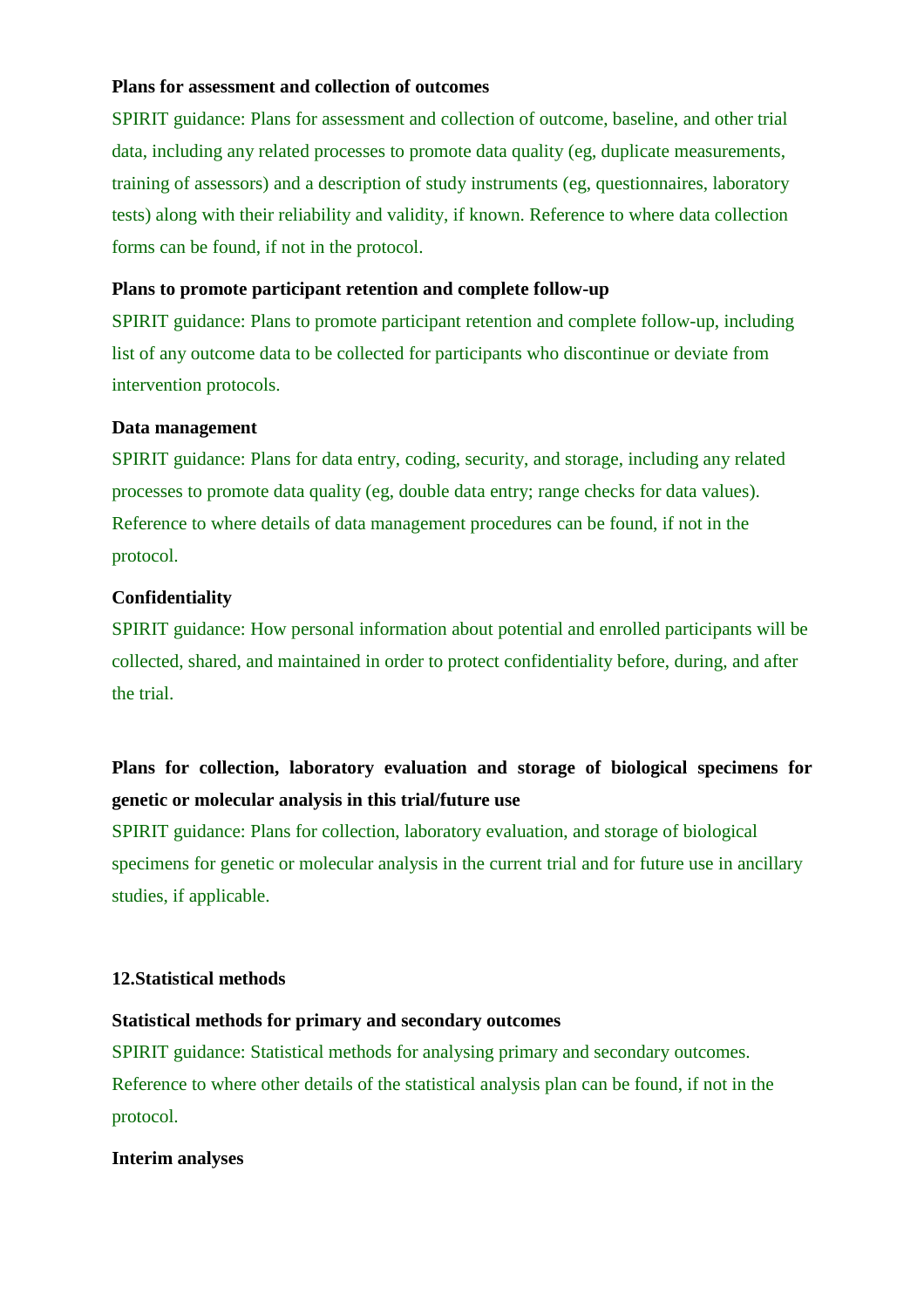**Plans for assessment and collection of outcomes**

SPIRIT guidance: Plans for assessment and collection of outcome, baseline, and other trial data, including any related processes to promote data quality (eg, duplicate measurements, training of assessors) and a description of study instruments (eg, questionnaires, laboratory tests) along with their reliability and validity, if known. Reference to where data collection forms can be found, if not in the protocol.

**Plans to promote participant retention and complete follow-up**

SPIRIT guidance: Plans to promote participant retention and complete follow-up, including list of any outcome data to be collected for participants who discontinue or deviate from intervention protocols.

**Data management**

SPIRIT guidance: Plans for data entry, coding, security, and storage, including any related processes to promote data quality (eg, double data entry; range checks for data values). Reference to where details of data management procedures can be found, if not in the protocol.

**Confidentiality**

SPIRIT guidance: How personal information about potential and enrolled participants will be collected, shared, and maintained in order to protect confidentiality before, during, and after the trial.

**Plans for collection, laboratory evaluation and storage of biological specimens for genetic or molecular analysis in this trial/future use**

SPIRIT guidance: Plans for collection, laboratory evaluation, and storage of biological specimens for genetic or molecular analysis in the current trial and for future use in ancillary studies, if applicable.

## 12.Statistical methods

**Statistical methods for primary and secondary outcomes**

SPIRIT guidance: Statistical methods for analysing primary and secondary outcomes. Reference to where other details of the statistical analysis plan can be found, if not in the protocol.

**Interim analyses**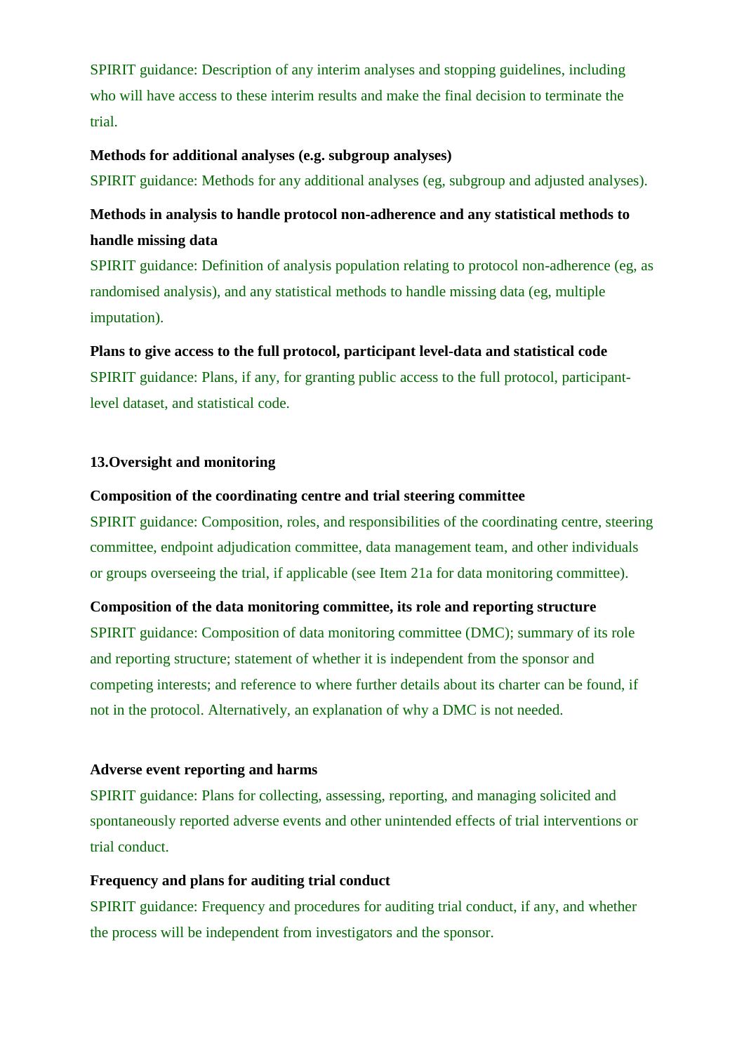SPIRIT guidance: Description of any interim analyses and stopping guidelines, including who will have access to these interim results and make the final decision to terminate the trial.

**Methods for additional analyses (e.g. subgroup analyses)**

SPIRIT guidance: Methods for any additional analyses (eg, subgroup and adjusted analyses).

**Methods in analysis to handle protocol non-adherence and any statistical methods to handle missing data**

SPIRIT guidance: Definition of analysis population relating to protocol non-adherence (eg, as randomised analysis), and any statistical methods to handle missing data (eg, multiple imputation).

**Plans to give access to the full protocol, participant level-data and statistical code**

SPIRIT guidance: Plans, if any, for granting public access to the full protocol, participant-level dataset, and statistical code.

## 13.Oversight and monitoring

**Composition of the coordinating centre and trial steering committee**

SPIRIT guidance: Composition, roles, and responsibilities of the coordinating centre, steering committee, endpoint adjudication committee, data management team, and other individuals or groups overseeing the trial, if applicable (see Item 21a for data monitoring committee).

**Composition of the data monitoring committee, its role and reporting structure**

SPIRIT guidance: Composition of data monitoring committee (DMC); summary of its role and reporting structure; statement of whether it is independent from the sponsor and competing interests; and reference to where further details about its charter can be found, if not in the protocol. Alternatively, an explanation of why a DMC is not needed.

**Adverse event reporting and harms**

SPIRIT guidance: Plans for collecting, assessing, reporting, and managing solicited and spontaneously reported adverse events and other unintended effects of trial interventions or trial conduct.

**Frequency and plans for auditing trial conduct**

SPIRIT guidance: Frequency and procedures for auditing trial conduct, if any, and whether the process will be independent from investigators and the sponsor.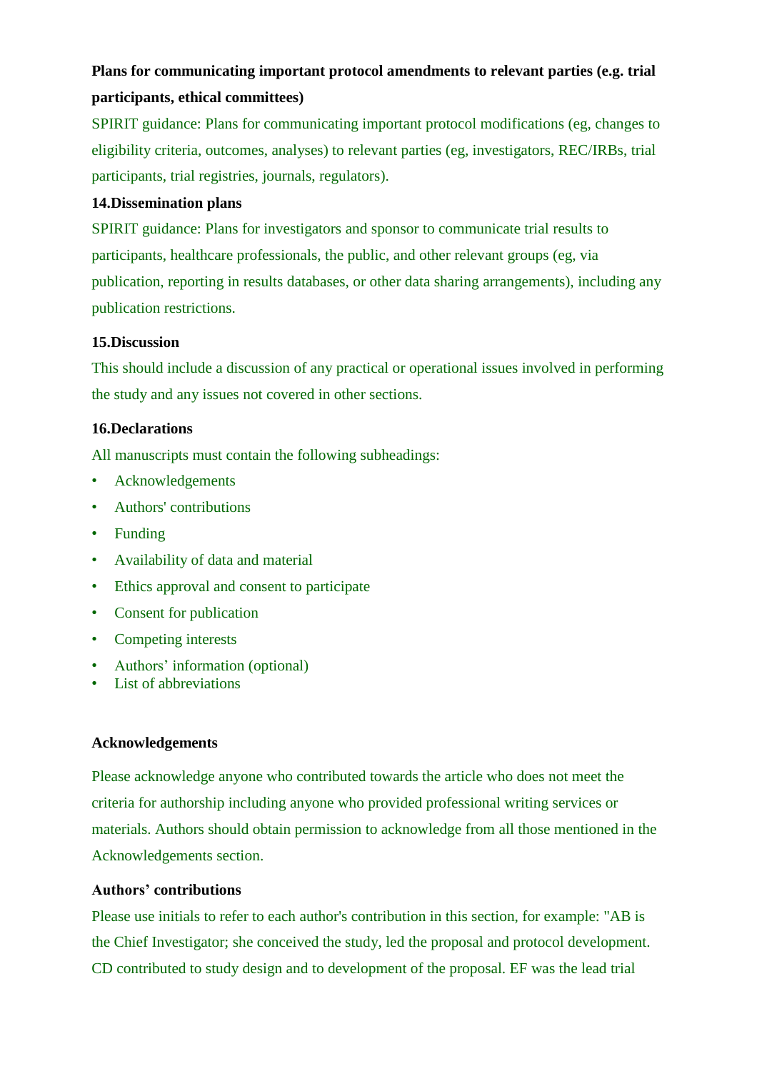**Plans for communicating important protocol amendments to relevant parties (e.g. trial participants, ethical committees)**

SPIRIT guidance: Plans for communicating important protocol modifications (eg, changes to eligibility criteria, outcomes, analyses) to relevant parties (eg, investigators, REC/IRBs, trial participants, trial registries, journals, regulators).

**14.Dissemination plans**

SPIRIT guidance: Plans for investigators and sponsor to communicate trial results to participants, healthcare professionals, the public, and other relevant groups (eg, via publication, reporting in results databases, or other data sharing arrangements), including any publication restrictions.

**15.Discussion**

This should include a discussion of any practical or operational issues involved in performing the study and any issues not covered in other sections.

**16.Declarations**

All manuscripts must contain the following subheadings:

- Acknowledgements
- Authors' contributions
- Funding
- Availability of data and material
- Ethics approval and consent to participate
- Consent for publication
- Competing interests
- Authors' information (optional)
- List of abbreviations

**Acknowledgements**

Please acknowledge anyone who contributed towards the article who does not meet the criteria for authorship including anyone who provided professional writing services or materials. Authors should obtain permission to acknowledge from all those mentioned in the Acknowledgements section.

**Authors' contributions**

Please use initials to refer to each author's contribution in this section, for example: "AB is the Chief Investigator; she conceived the study, led the proposal and protocol development. CD contributed to study design and to development of the proposal. EF was the lead trial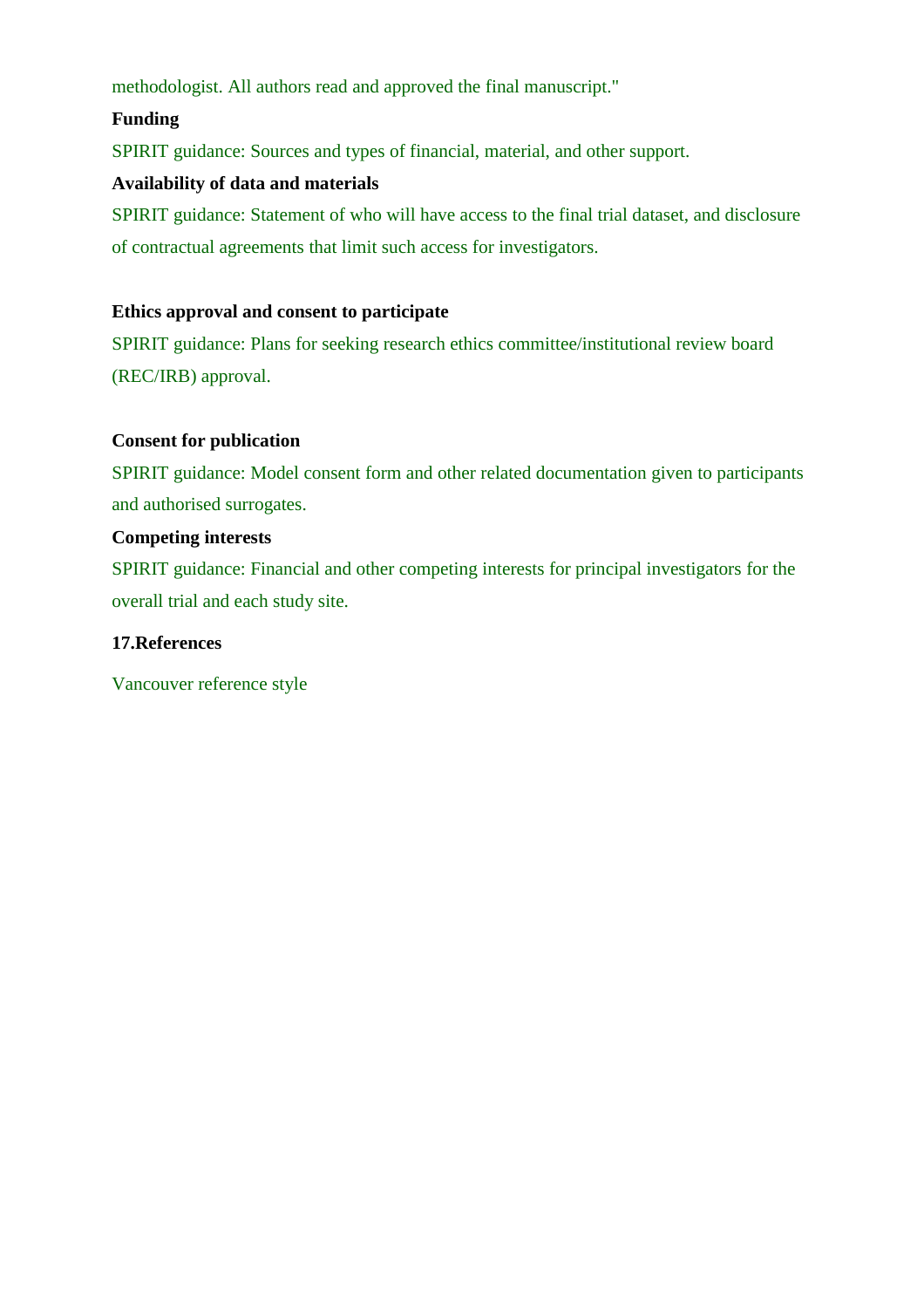methodologist. All authors read and approved the final manuscript."

**Funding**

SPIRIT guidance: Sources and types of financial, material, and other support.

**Availability of data and materials**

SPIRIT guidance: Statement of who will have access to the final trial dataset, and disclosure of contractual agreements that limit such access for investigators.

**Ethics approval and consent to participate**

SPIRIT guidance: Plans for seeking research ethics committee/institutional review board (REC/IRB) approval.

**Consent for publication**

SPIRIT guidance: Model consent form and other related documentation given to participants and authorised surrogates.

**Competing interests**

SPIRIT guidance: Financial and other competing interests for principal investigators for the overall trial and each study site.

**17.References**

Vancouver reference style